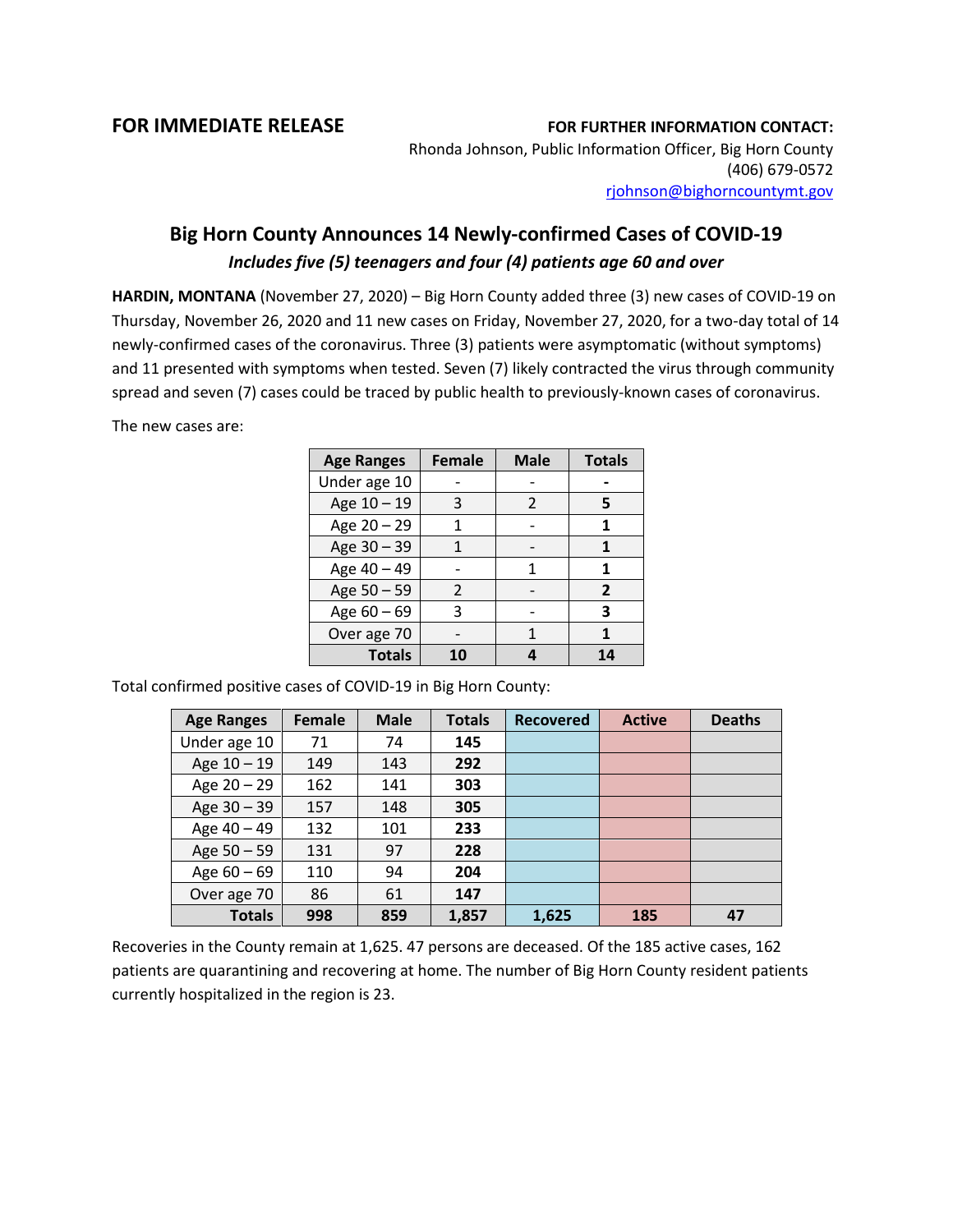**FOR IMMEDIATE RELEASE**

**FOR FURTHER INFORMATION CONTACT:**
Rhonda Johnson, Public Information Officer, Big Horn County
(406) 679-0572
rjohnson@bighorncountymt.gov

## Big Horn County Announces 14 Newly-confirmed Cases of COVID-19

***Includes five (5) teenagers and four (4) patients age 60 and over***

**HARDIN, MONTANA** (November 27, 2020) – Big Horn County added three (3) new cases of COVID-19 on Thursday, November 26, 2020 and 11 new cases on Friday, November 27, 2020, for a two-day total of 14 newly-confirmed cases of the coronavirus. Three (3) patients were asymptomatic (without symptoms) and 11 presented with symptoms when tested. Seven (7) likely contracted the virus through community spread and seven (7) cases could be traced by public health to previously-known cases of coronavirus.

The new cases are:

| Age Ranges | Female | Male | Totals |
|---|---|---|---|
| Under age 10 | - | - | **-** |
| Age 10 – 19 | 3 | 2 | **5** |
| Age 20 – 29 | 1 | - | **1** |
| Age 30 – 39 | 1 | - | **1** |
| Age 40 – 49 | - | 1 | **1** |
| Age 50 – 59 | 2 | - | **2** |
| Age 60 – 69 | 3 | - | **3** |
| Over age 70 | - | 1 | **1** |
| **Totals** | **10** | **4** | **14** |

Total confirmed positive cases of COVID-19 in Big Horn County:

| Age Ranges | Female | Male | Totals | Recovered | Active | Deaths |
|---|---|---|---|---|---|---|
| Under age 10 | 71 | 74 | **145** | | | |
| Age 10 – 19 | 149 | 143 | **292** | | | |
| Age 20 – 29 | 162 | 141 | **303** | | | |
| Age 30 – 39 | 157 | 148 | **305** | | | |
| Age 40 – 49 | 132 | 101 | **233** | | | |
| Age 50 – 59 | 131 | 97 | **228** | | | |
| Age 60 – 69 | 110 | 94 | **204** | | | |
| Over age 70 | 86 | 61 | **147** | | | |
| **Totals** | **998** | **859** | **1,857** | **1,625** | **185** | **47** |

Recoveries in the County remain at 1,625. 47 persons are deceased. Of the 185 active cases, 162 patients are quarantining and recovering at home. The number of Big Horn County resident patients currently hospitalized in the region is 23.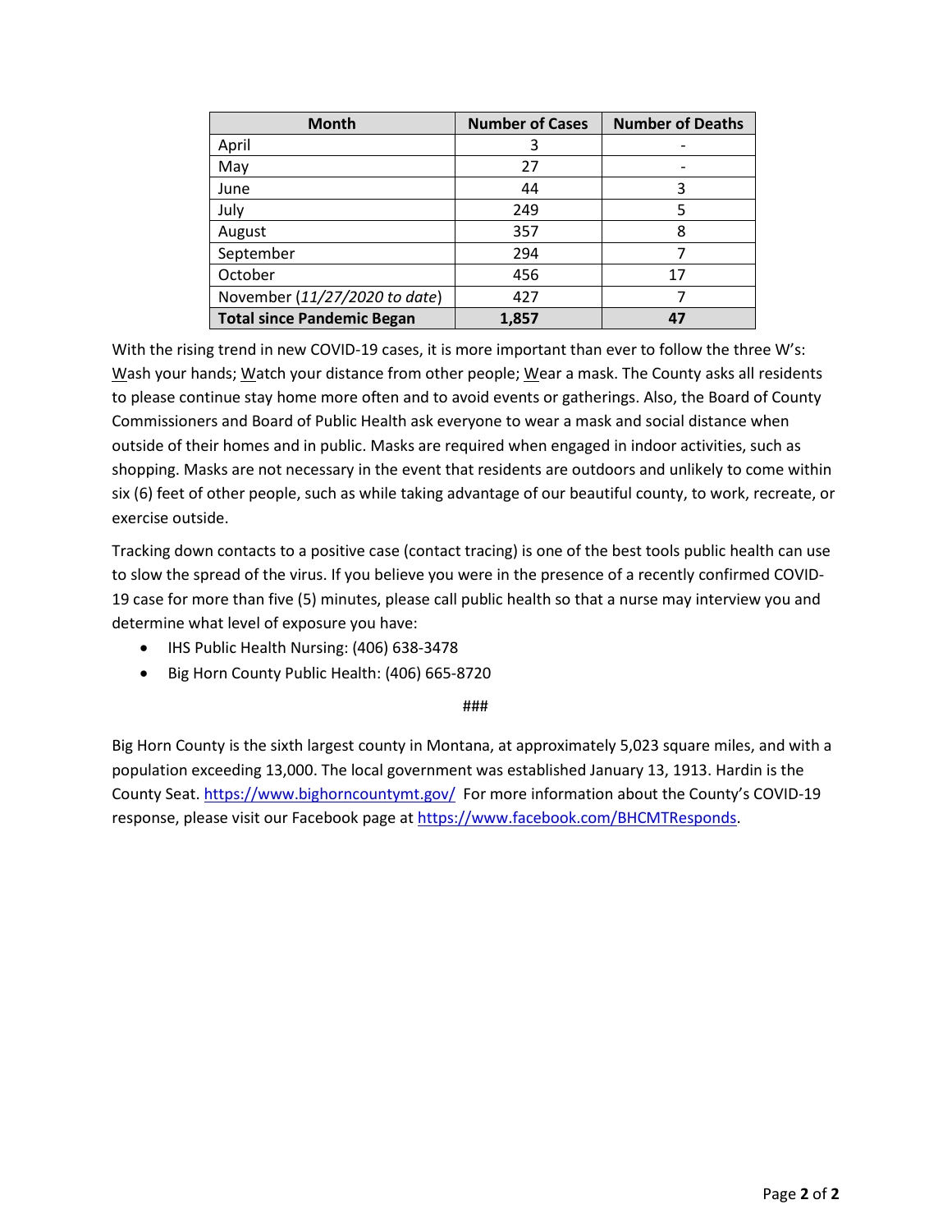| Month | Number of Cases | Number of Deaths |
|---|---|---|
| April | 3 | - |
| May | 27 | - |
| June | 44 | 3 |
| July | 249 | 5 |
| August | 357 | 8 |
| September | 294 | 7 |
| October | 456 | 17 |
| November (*11/27/2020 to date*) | 427 | 7 |
| **Total since Pandemic Began** | **1,857** | **47** |

With the rising trend in new COVID-19 cases, it is more important than ever to follow the three W's: Wash your hands; Watch your distance from other people; Wear a mask. The County asks all residents to please continue stay home more often and to avoid events or gatherings. Also, the Board of County Commissioners and Board of Public Health ask everyone to wear a mask and social distance when outside of their homes and in public. Masks are required when engaged in indoor activities, such as shopping. Masks are not necessary in the event that residents are outdoors and unlikely to come within six (6) feet of other people, such as while taking advantage of our beautiful county, to work, recreate, or exercise outside.

Tracking down contacts to a positive case (contact tracing) is one of the best tools public health can use to slow the spread of the virus. If you believe you were in the presence of a recently confirmed COVID-19 case for more than five (5) minutes, please call public health so that a nurse may interview you and determine what level of exposure you have:

- IHS Public Health Nursing: (406) 638-3478
- Big Horn County Public Health: (406) 665-8720

###

Big Horn County is the sixth largest county in Montana, at approximately 5,023 square miles, and with a population exceeding 13,000. The local government was established January 13, 1913. Hardin is the County Seat. https://www.bighorncountymt.gov/ For more information about the County's COVID-19 response, please visit our Facebook page at https://www.facebook.com/BHCMTResponds.